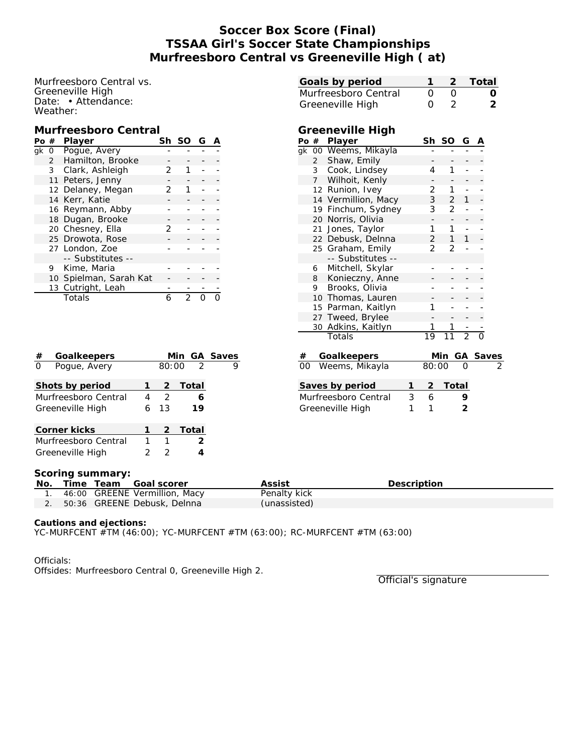# Soccer Box Score (Final)
# TSSAA Girl's Soccer State Championships
# Murfreesboro Central vs Greeneville High ( at)

Murfreesboro Central vs.
Greeneville High
Date: • Attendance:
Weather:

| Goals by period | 1 | 2 | Total |
|---|---|---|---|
| Murfreesboro Central | 0 | 0 | **0** |
| Greeneville High | 0 | 2 | **2** |

## Murfreesboro Central

| Po | # | Player | Sh | SO | G | A |
|---|---|---|---|---|---|---|
| gk | 0 | Pogue, Avery | - | - | - | - |
| | 2 | Hamilton, Brooke | - | - | - | - |
| | 3 | Clark, Ashleigh | 2 | 1 | - | - |
| | 11 | Peters, Jenny | - | - | - | - |
| | 12 | Delaney, Megan | 2 | 1 | - | - |
| | 14 | Kerr, Katie | - | - | - | - |
| | 16 | Reymann, Abby | - | - | - | - |
| | 18 | Dugan, Brooke | - | - | - | - |
| | 20 | Chesney, Ella | 2 | - | - | - |
| | 25 | Drowota, Rose | - | - | - | - |
| | 27 | London, Zoe | - | - | - | - |
| | | -- Substitutes -- | | | | |
| | 9 | Kime, Maria | - | - | - | - |
| | 10 | Spielman, Sarah Kat | - | - | - | - |
| | 13 | Cutright, Leah | - | - | - | - |
| | | Totals | 6 | 2 | 0 | 0 |

## Greeneville High

| Po | # | Player | Sh | SO | G | A |
|---|---|---|---|---|---|---|
| gk | 00 | Weems, Mikayla | - | - | - | - |
| | 2 | Shaw, Emily | - | - | - | - |
| | 3 | Cook, Lindsey | 4 | 1 | - | - |
| | 7 | Wilhoit, Kenly | - | - | - | - |
| | 12 | Runion, Ivey | 2 | 1 | - | - |
| | 14 | Vermillion, Macy | 3 | 2 | 1 | - |
| | 19 | Finchum, Sydney | 3 | 2 | - | - |
| | 20 | Norris, Olivia | - | - | - | - |
| | 21 | Jones, Taylor | 1 | 1 | - | - |
| | 22 | Debusk, Delnna | 2 | 1 | 1 | - |
| | 25 | Graham, Emily | 2 | 2 | - | - |
| | | -- Substitutes -- | | | | |
| | 6 | Mitchell, Skylar | - | - | - | - |
| | 8 | Konieczny, Anne | - | - | - | - |
| | 9 | Brooks, Olivia | - | - | - | - |
| | 10 | Thomas, Lauren | - | - | - | - |
| | 15 | Parman, Kaitlyn | 1 | - | - | - |
| | 27 | Tweed, Brylee | - | - | - | - |
| | 30 | Adkins, Kaitlyn | 1 | 1 | - | - |
| | | Totals | 19 | 11 | 2 | 0 |

| # | Goalkeepers | Min | GA | Saves |
|---|---|---|---|---|
| 0 | Pogue, Avery | 80:00 | 2 | 9 |

| # | Goalkeepers | Min | GA | Saves |
|---|---|---|---|---|
| 00 | Weems, Mikayla | 80:00 | 0 | 2 |

| Shots by period | 1 | 2 | Total |
|---|---|---|---|
| Murfreesboro Central | 4 | 2 | **6** |
| Greeneville High | 6 | 13 | **19** |

| Saves by period | 1 | 2 | Total |
|---|---|---|---|
| Murfreesboro Central | 3 | 6 | **9** |
| Greeneville High | 1 | 1 | **2** |

| Corner kicks | 1 | 2 | Total |
|---|---|---|---|
| Murfreesboro Central | 1 | 1 | **2** |
| Greeneville High | 2 | 2 | **4** |

**Scoring summary:**

| No. | Time | Team | Goal scorer | Assist | Description |
|---|---|---|---|---|---|
| 1. | 46:00 | GREENE | Vermillion, Macy | Penalty kick | |
| 2. | 50:36 | GREENE | Debusk, Delnna | (unassisted) | |

**Cautions and ejections:**
YC-MURFCENT #TM (46:00); YC-MURFCENT #TM (63:00); RC-MURFCENT #TM (63:00)

Officials:
Offsides: Murfreesboro Central 0, Greeneville High 2.

Official's signature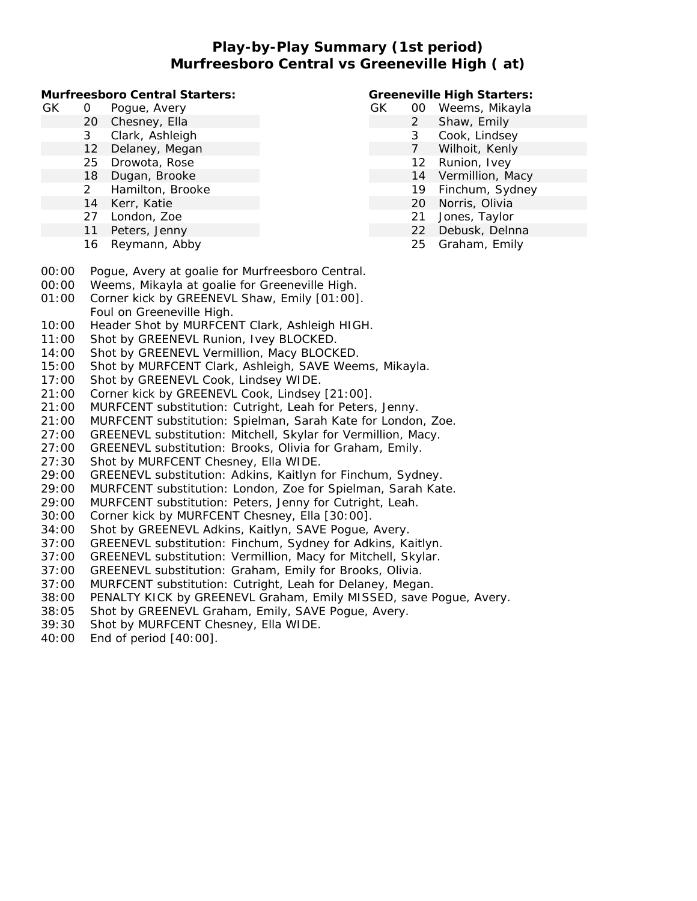# Play-by-Play Summary (1st period)
## Murfreesboro Central vs Greeneville High ( at)

**Murfreesboro Central Starters:**

| | | |
|---|---|---|
| GK | 0 | Pogue, Avery |
| | 20 | Chesney, Ella |
| | 3 | Clark, Ashleigh |
| | 12 | Delaney, Megan |
| | 25 | Drowota, Rose |
| | 18 | Dugan, Brooke |
| | 2 | Hamilton, Brooke |
| | 14 | Kerr, Katie |
| | 27 | London, Zoe |
| | 11 | Peters, Jenny |
| | 16 | Reymann, Abby |

**Greeneville High Starters:**

| | | |
|---|---|---|
| GK | 00 | Weems, Mikayla |
| | 2 | Shaw, Emily |
| | 3 | Cook, Lindsey |
| | 7 | Wilhoit, Kenly |
| | 12 | Runion, Ivey |
| | 14 | Vermillion, Macy |
| | 19 | Finchum, Sydney |
| | 20 | Norris, Olivia |
| | 21 | Jones, Taylor |
| | 22 | Debusk, Delnna |
| | 25 | Graham, Emily |

00:00 Pogue, Avery at goalie for Murfreesboro Central.
00:00 Weems, Mikayla at goalie for Greeneville High.
01:00 Corner kick by GREENEVL Shaw, Emily [01:00].
Foul on Greeneville High.
10:00 Header Shot by MURFCENT Clark, Ashleigh HIGH.
11:00 Shot by GREENEVL Runion, Ivey BLOCKED.
14:00 Shot by GREENEVL Vermillion, Macy BLOCKED.
15:00 Shot by MURFCENT Clark, Ashleigh, SAVE Weems, Mikayla.
17:00 Shot by GREENEVL Cook, Lindsey WIDE.
21:00 Corner kick by GREENEVL Cook, Lindsey [21:00].
21:00 MURFCENT substitution: Cutright, Leah for Peters, Jenny.
21:00 MURFCENT substitution: Spielman, Sarah Kate for London, Zoe.
27:00 GREENEVL substitution: Mitchell, Skylar for Vermillion, Macy.
27:00 GREENEVL substitution: Brooks, Olivia for Graham, Emily.
27:30 Shot by MURFCENT Chesney, Ella WIDE.
29:00 GREENEVL substitution: Adkins, Kaitlyn for Finchum, Sydney.
29:00 MURFCENT substitution: London, Zoe for Spielman, Sarah Kate.
29:00 MURFCENT substitution: Peters, Jenny for Cutright, Leah.
30:00 Corner kick by MURFCENT Chesney, Ella [30:00].
34:00 Shot by GREENEVL Adkins, Kaitlyn, SAVE Pogue, Avery.
37:00 GREENEVL substitution: Finchum, Sydney for Adkins, Kaitlyn.
37:00 GREENEVL substitution: Vermillion, Macy for Mitchell, Skylar.
37:00 GREENEVL substitution: Graham, Emily for Brooks, Olivia.
37:00 MURFCENT substitution: Cutright, Leah for Delaney, Megan.
38:00 PENALTY KICK by GREENEVL Graham, Emily MISSED, save Pogue, Avery.
38:05 Shot by GREENEVL Graham, Emily, SAVE Pogue, Avery.
39:30 Shot by MURFCENT Chesney, Ella WIDE.
40:00 End of period [40:00].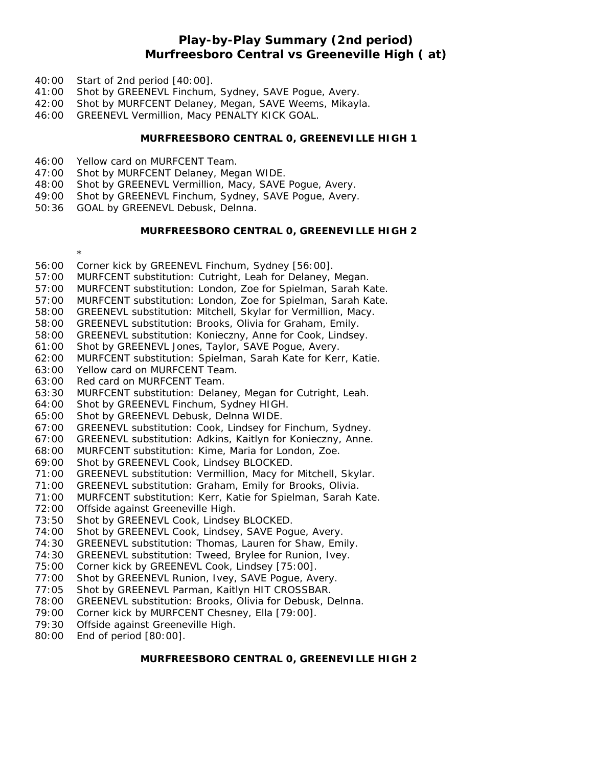# Play-by-Play Summary (2nd period)
# Murfreesboro Central vs Greeneville High ( at)

40:00 Start of 2nd period [40:00].
41:00 Shot by GREENEVL Finchum, Sydney, SAVE Pogue, Avery.
42:00 Shot by MURFCENT Delaney, Megan, SAVE Weems, Mikayla.
46:00 GREENEVL Vermillion, Macy PENALTY KICK GOAL.

**MURFREESBORO CENTRAL 0, GREENEVILLE HIGH 1**

46:00 Yellow card on MURFCENT Team.
47:00 Shot by MURFCENT Delaney, Megan WIDE.
48:00 Shot by GREENEVL Vermillion, Macy, SAVE Pogue, Avery.
49:00 Shot by GREENEVL Finchum, Sydney, SAVE Pogue, Avery.
50:36 GOAL by GREENEVL Debusk, Delnna.

**MURFREESBORO CENTRAL 0, GREENEVILLE HIGH 2**

*

56:00 Corner kick by GREENEVL Finchum, Sydney [56:00].
57:00 MURFCENT substitution: Cutright, Leah for Delaney, Megan.
57:00 MURFCENT substitution: London, Zoe for Spielman, Sarah Kate.
57:00 MURFCENT substitution: London, Zoe for Spielman, Sarah Kate.
58:00 GREENEVL substitution: Mitchell, Skylar for Vermillion, Macy.
58:00 GREENEVL substitution: Brooks, Olivia for Graham, Emily.
58:00 GREENEVL substitution: Konieczny, Anne for Cook, Lindsey.
61:00 Shot by GREENEVL Jones, Taylor, SAVE Pogue, Avery.
62:00 MURFCENT substitution: Spielman, Sarah Kate for Kerr, Katie.
63:00 Yellow card on MURFCENT Team.
63:00 Red card on MURFCENT Team.
63:30 MURFCENT substitution: Delaney, Megan for Cutright, Leah.
64:00 Shot by GREENEVL Finchum, Sydney HIGH.
65:00 Shot by GREENEVL Debusk, Delnna WIDE.
67:00 GREENEVL substitution: Cook, Lindsey for Finchum, Sydney.
67:00 GREENEVL substitution: Adkins, Kaitlyn for Konieczny, Anne.
68:00 MURFCENT substitution: Kime, Maria for London, Zoe.
69:00 Shot by GREENEVL Cook, Lindsey BLOCKED.
71:00 GREENEVL substitution: Vermillion, Macy for Mitchell, Skylar.
71:00 GREENEVL substitution: Graham, Emily for Brooks, Olivia.
71:00 MURFCENT substitution: Kerr, Katie for Spielman, Sarah Kate.
72:00 Offside against Greeneville High.
73:50 Shot by GREENEVL Cook, Lindsey BLOCKED.
74:00 Shot by GREENEVL Cook, Lindsey, SAVE Pogue, Avery.
74:30 GREENEVL substitution: Thomas, Lauren for Shaw, Emily.
74:30 GREENEVL substitution: Tweed, Brylee for Runion, Ivey.
75:00 Corner kick by GREENEVL Cook, Lindsey [75:00].
77:00 Shot by GREENEVL Runion, Ivey, SAVE Pogue, Avery.
77:05 Shot by GREENEVL Parman, Kaitlyn HIT CROSSBAR.
78:00 GREENEVL substitution: Brooks, Olivia for Debusk, Delnna.
79:00 Corner kick by MURFCENT Chesney, Ella [79:00].
79:30 Offside against Greeneville High.
80:00 End of period [80:00].

**MURFREESBORO CENTRAL 0, GREENEVILLE HIGH 2**